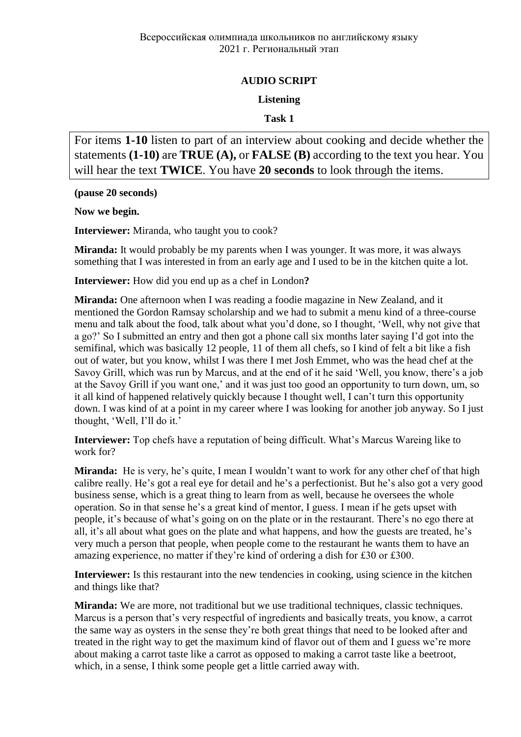Всероссийская олимпиада школьников по английскому языку
2021 г. Региональный этап

**AUDIO SCRIPT**

**Listening**

**Task 1**

For items **1-10** listen to part of an interview about cooking and decide whether the statements **(1-10)** are **TRUE (A),** or **FALSE (B)** according to the text you hear. You will hear the text **TWICE**. You have **20 seconds** to look through the items.

**(pause 20 seconds)**

**Now we begin.**

**Interviewer:** Miranda, who taught you to cook?

**Miranda:** It would probably be my parents when I was younger. It was more, it was always something that I was interested in from an early age and I used to be in the kitchen quite a lot.

**Interviewer:** How did you end up as a chef in London**?**

**Miranda:** One afternoon when I was reading a foodie magazine in New Zealand, and it mentioned the Gordon Ramsay scholarship and we had to submit a menu kind of a three-course menu and talk about the food, talk about what you'd done, so I thought, 'Well, why not give that a go?' So I submitted an entry and then got a phone call six months later saying I'd got into the semifinal, which was basically 12 people, 11 of them all chefs, so I kind of felt a bit like a fish out of water, but you know, whilst I was there I met Josh Emmet, who was the head chef at the Savoy Grill, which was run by Marcus, and at the end of it he said 'Well, you know, there's a job at the Savoy Grill if you want one,' and it was just too good an opportunity to turn down, um, so it all kind of happened relatively quickly because I thought well, I can't turn this opportunity down. I was kind of at a point in my career where I was looking for another job anyway. So I just thought, 'Well, I'll do it.'

**Interviewer:** Top chefs have a reputation of being difficult. What's Marcus Wareing like to work for?

**Miranda:** He is very, he's quite, I mean I wouldn't want to work for any other chef of that high calibre really. He's got a real eye for detail and he's a perfectionist. But he's also got a very good business sense, which is a great thing to learn from as well, because he oversees the whole operation. So in that sense he's a great kind of mentor, I guess. I mean if he gets upset with people, it's because of what's going on on the plate or in the restaurant. There's no ego there at all, it's all about what goes on the plate and what happens, and how the guests are treated, he's very much a person that people, when people come to the restaurant he wants them to have an amazing experience, no matter if they're kind of ordering a dish for £30 or £300.

**Interviewer:** Is this restaurant into the new tendencies in cooking, using science in the kitchen and things like that?

**Miranda:** We are more, not traditional but we use traditional techniques, classic techniques. Marcus is a person that's very respectful of ingredients and basically treats, you know, a carrot the same way as oysters in the sense they're both great things that need to be looked after and treated in the right way to get the maximum kind of flavor out of them and I guess we're more about making a carrot taste like a carrot as opposed to making a carrot taste like a beetroot, which, in a sense, I think some people get a little carried away with.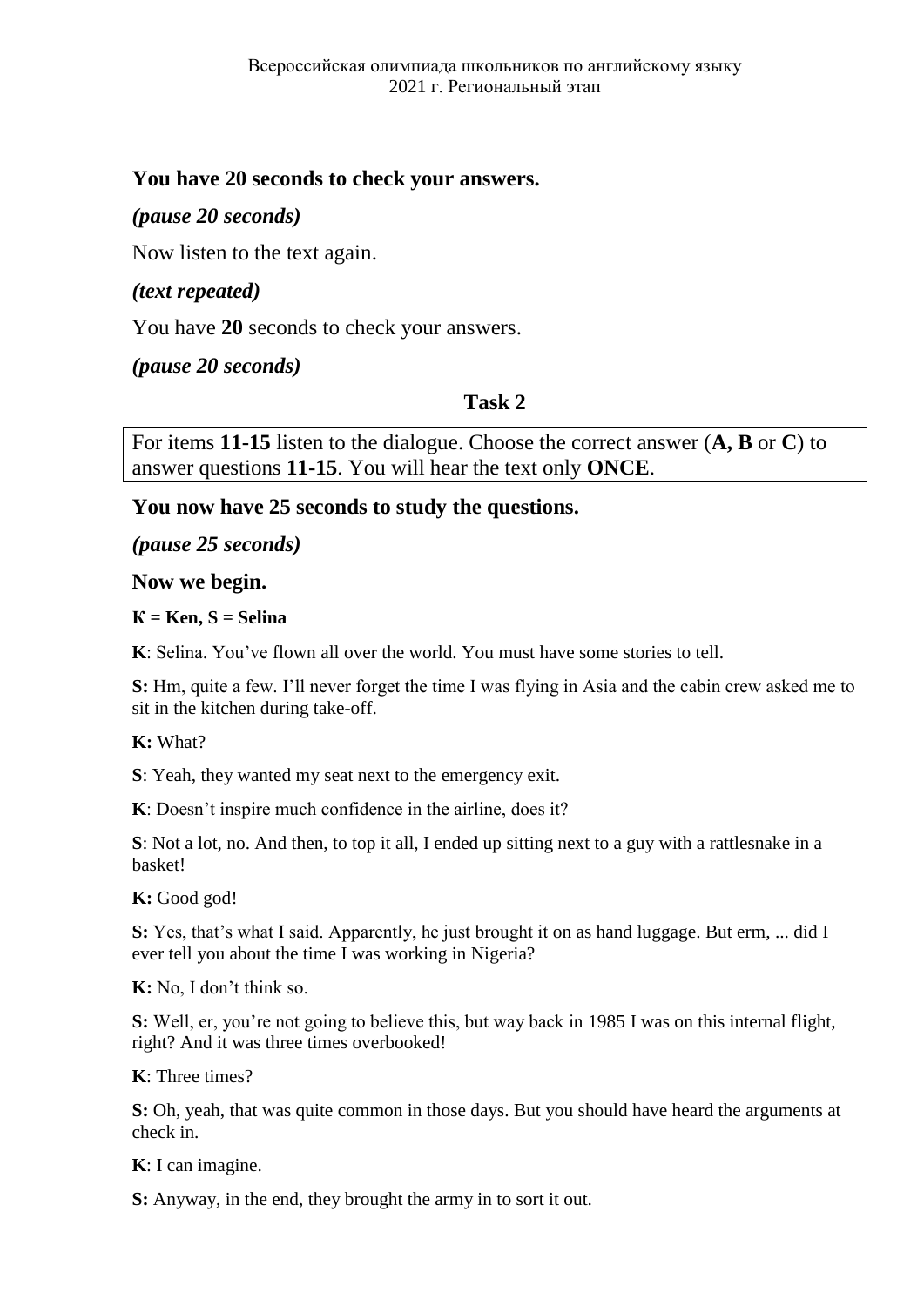**You have 20 seconds to check your answers.**

***(pause 20 seconds)***

Now listen to the text again.

***(text repeated)***

You have **20** seconds to check your answers.

***(pause 20 seconds)***

## Task 2

For items **11-15** listen to the dialogue. Choose the correct answer (**A, B** or **C**) to answer questions **11-15**. You will hear the text only **ONCE**.

**You now have 25 seconds to study the questions.**

***(pause 25 seconds)***

**Now we begin.**

**K = Ken, S = Selina**

**K**: Selina. You've flown all over the world. You must have some stories to tell.

**S:** Hm, quite a few. I'll never forget the time I was flying in Asia and the cabin crew asked me to sit in the kitchen during take-off.

**K:** What?

**S**: Yeah, they wanted my seat next to the emergency exit.

**K**: Doesn't inspire much confidence in the airline, does it?

**S**: Not a lot, no. And then, to top it all, I ended up sitting next to a guy with a rattlesnake in a basket!

**K:** Good god!

**S:** Yes, that's what I said. Apparently, he just brought it on as hand luggage. But erm, ... did I ever tell you about the time I was working in Nigeria?

**K:** No, I don't think so.

**S:** Well, er, you're not going to believe this, but way back in 1985 I was on this internal flight, right? And it was three times overbooked!

**K**: Three times?

**S:** Oh, yeah, that was quite common in those days. But you should have heard the arguments at check in.

**K**: I can imagine.

**S:** Anyway, in the end, they brought the army in to sort it out.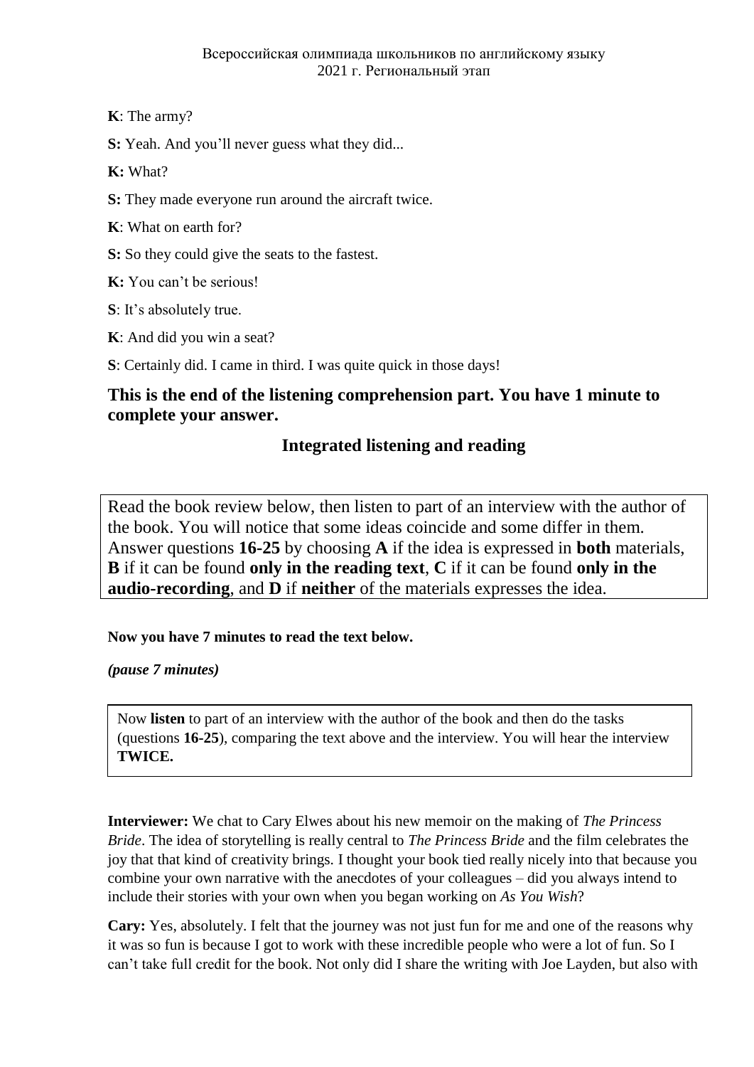**K**: The army?

**S:** Yeah. And you'll never guess what they did...

**K:** What?

**S:** They made everyone run around the aircraft twice.

**K**: What on earth for?

**S:** So they could give the seats to the fastest.

**K:** You can't be serious!

**S**: It's absolutely true.

**K**: And did you win a seat?

**S**: Certainly did. I came in third. I was quite quick in those days!

### This is the end of the listening comprehension part. You have 1 minute to complete your answer.

## Integrated listening and reading

Read the book review below, then listen to part of an interview with the author of the book. You will notice that some ideas coincide and some differ in them. Answer questions **16-25** by choosing **A** if the idea is expressed in **both** materials, **B** if it can be found **only in the reading text**, **C** if it can be found **only in the audio-recording**, and **D** if **neither** of the materials expresses the idea.

**Now you have 7 minutes to read the text below.**

***(pause 7 minutes)***

Now **listen** to part of an interview with the author of the book and then do the tasks (questions **16-25**), comparing the text above and the interview. You will hear the interview **TWICE.**

**Interviewer:** We chat to Cary Elwes about his new memoir on the making of *The Princess Bride*. The idea of storytelling is really central to *The Princess Bride* and the film celebrates the joy that that kind of creativity brings. I thought your book tied really nicely into that because you combine your own narrative with the anecdotes of your colleagues – did you always intend to include their stories with your own when you began working on *As You Wish*?

**Cary:** Yes, absolutely. I felt that the journey was not just fun for me and one of the reasons why it was so fun is because I got to work with these incredible people who were a lot of fun. So I can't take full credit for the book. Not only did I share the writing with Joe Layden, but also with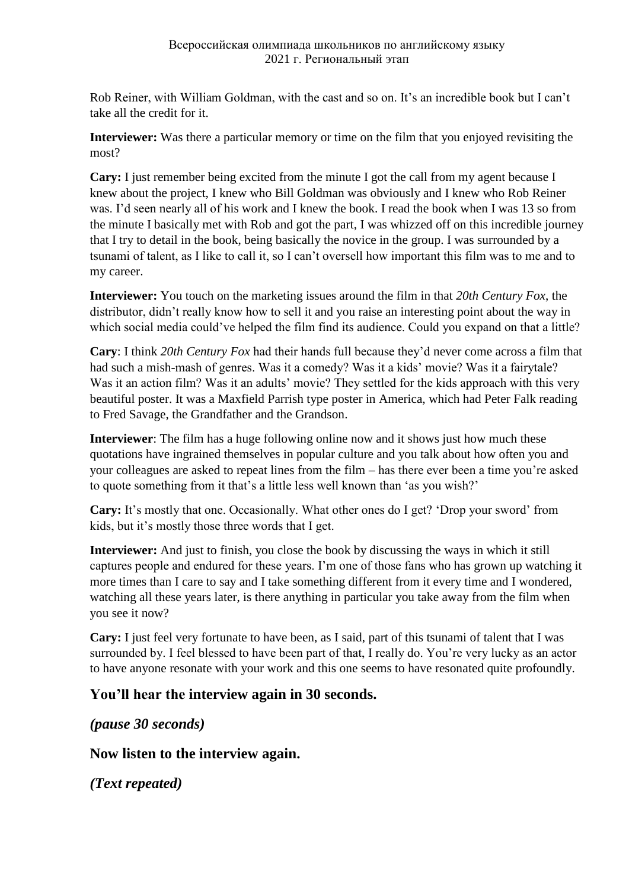Rob Reiner, with William Goldman, with the cast and so on. It's an incredible book but I can't take all the credit for it.

**Interviewer:** Was there a particular memory or time on the film that you enjoyed revisiting the most?

**Cary:** I just remember being excited from the minute I got the call from my agent because I knew about the project, I knew who Bill Goldman was obviously and I knew who Rob Reiner was. I'd seen nearly all of his work and I knew the book. I read the book when I was 13 so from the minute I basically met with Rob and got the part, I was whizzed off on this incredible journey that I try to detail in the book, being basically the novice in the group. I was surrounded by a tsunami of talent, as I like to call it, so I can't oversell how important this film was to me and to my career.

**Interviewer:** You touch on the marketing issues around the film in that *20th Century Fox*, the distributor, didn't really know how to sell it and you raise an interesting point about the way in which social media could've helped the film find its audience. Could you expand on that a little?

**Cary**: I think *20th Century Fox* had their hands full because they'd never come across a film that had such a mish-mash of genres. Was it a comedy? Was it a kids' movie? Was it a fairytale? Was it an action film? Was it an adults' movie? They settled for the kids approach with this very beautiful poster. It was a Maxfield Parrish type poster in America, which had Peter Falk reading to Fred Savage, the Grandfather and the Grandson.

**Interviewer**: The film has a huge following online now and it shows just how much these quotations have ingrained themselves in popular culture and you talk about how often you and your colleagues are asked to repeat lines from the film – has there ever been a time you're asked to quote something from it that's a little less well known than 'as you wish?'

**Cary:** It's mostly that one. Occasionally. What other ones do I get? 'Drop your sword' from kids, but it's mostly those three words that I get.

**Interviewer:** And just to finish, you close the book by discussing the ways in which it still captures people and endured for these years. I'm one of those fans who has grown up watching it more times than I care to say and I take something different from it every time and I wondered, watching all these years later, is there anything in particular you take away from the film when you see it now?

**Cary:** I just feel very fortunate to have been, as I said, part of this tsunami of talent that I was surrounded by. I feel blessed to have been part of that, I really do. You're very lucky as an actor to have anyone resonate with your work and this one seems to have resonated quite profoundly.

## You'll hear the interview again in 30 seconds.

***(pause 30 seconds)***

## Now listen to the interview again.

***(Text repeated)***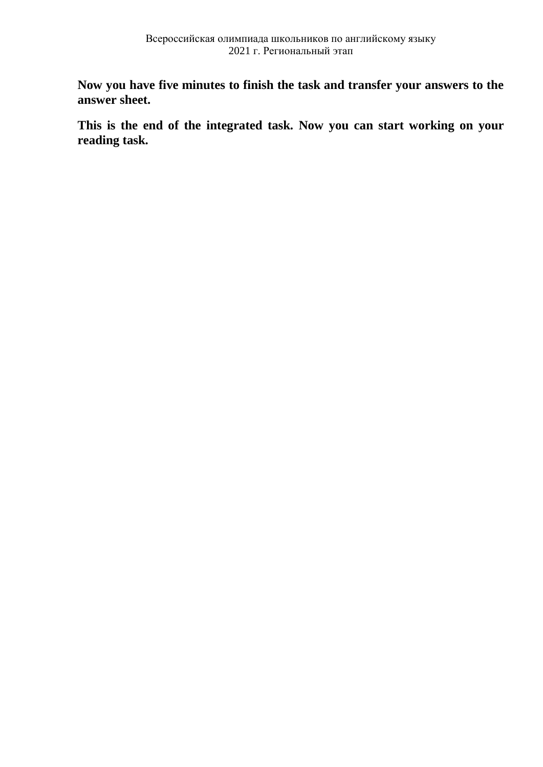**Now you have five minutes to finish the task and transfer your answers to the answer sheet.**

**This is the end of the integrated task. Now you can start working on your reading task.**